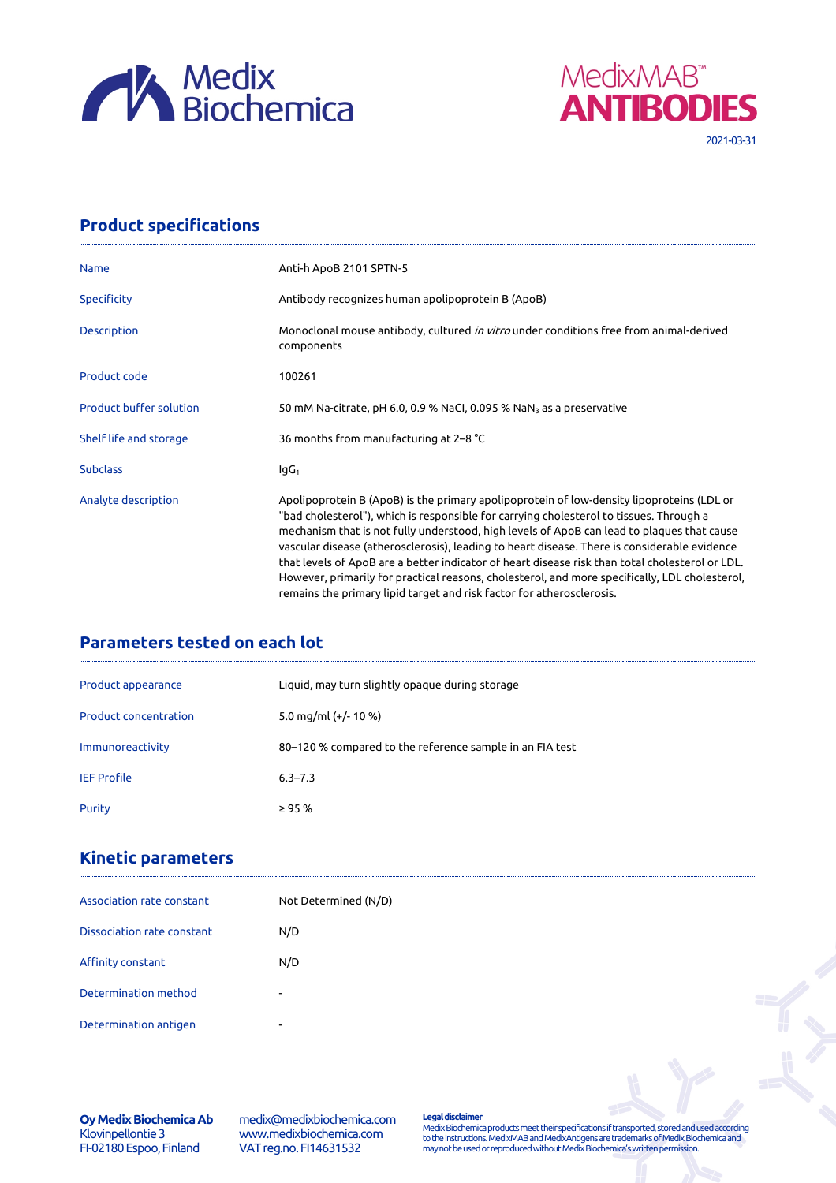Medix Biochemica

MedixMAB™ **ANTIBODIES**

2021-03-31

## Product specifications

| | |
|---|---|
| Name | Anti-h ApoB 2101 SPTN-5 |
| Specificity | Antibody recognizes human apolipoprotein B (ApoB) |
| Description | Monoclonal mouse antibody, cultured *in vitro* under conditions free from animal-derived components |
| Product code | 100261 |
| Product buffer solution | 50 mM Na-citrate, pH 6.0, 0.9 % NaCl, 0.095 % $NaN_3$ as a preservative |
| Shelf life and storage | 36 months from manufacturing at 2–8 °C |
| Subclass | $IgG_1$ |
| Analyte description | Apolipoprotein B (ApoB) is the primary apolipoprotein of low-density lipoproteins (LDL or "bad cholesterol"), which is responsible for carrying cholesterol to tissues. Through a mechanism that is not fully understood, high levels of ApoB can lead to plaques that cause vascular disease (atherosclerosis), leading to heart disease. There is considerable evidence that levels of ApoB are a better indicator of heart disease risk than total cholesterol or LDL. However, primarily for practical reasons, cholesterol, and more specifically, LDL cholesterol, remains the primary lipid target and risk factor for atherosclerosis. |

## Parameters tested on each lot

| | |
|---|---|
| Product appearance | Liquid, may turn slightly opaque during storage |
| Product concentration | 5.0 mg/ml (+/- 10 %) |
| Immunoreactivity | 80–120 % compared to the reference sample in an FIA test |
| IEF Profile | 6.3–7.3 |
| Purity | ≥ 95 % |

## Kinetic parameters

| | |
|---|---|
| Association rate constant | Not Determined (N/D) |
| Dissociation rate constant | N/D |
| Affinity constant | N/D |
| Determination method | - |
| Determination antigen | - |

**Oy Medix Biochemica Ab**
Klovinpellontie 3
FI-02180 Espoo, Finland

medix@medixbiochemica.com
www.medixbiochemica.com
VAT reg.no. FI14631532

**Legal disclaimer**
Medix Biochemica products meet their specifications if transported, stored and used according to the instructions. MedixMAB and MedixAntigens are trademarks of Medix Biochemica and may not be used or reproduced without Medix Biochemica's written permission.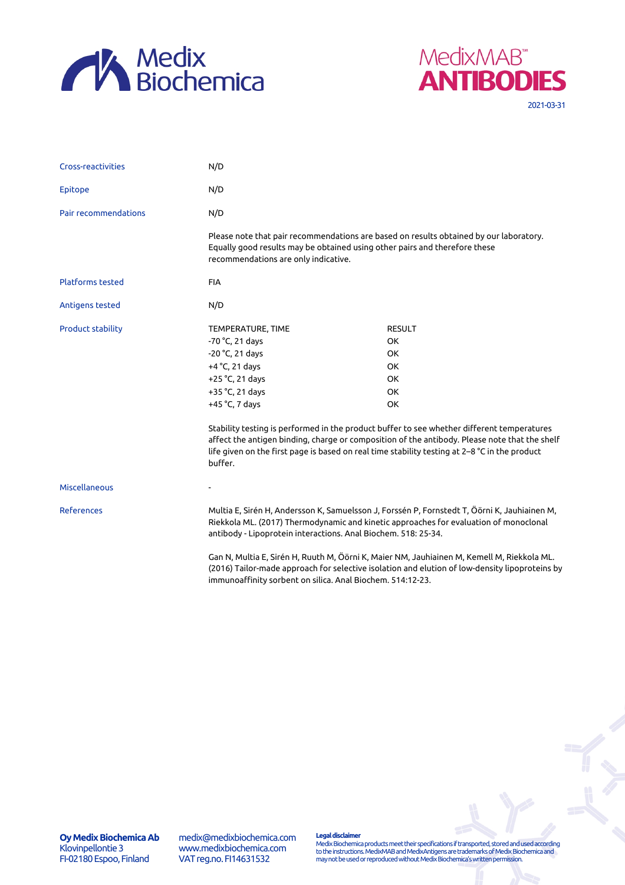| | |
|---|---|
| Cross-reactivities | N/D |
| Epitope | N/D |
| Pair recommendations | N/D<br><br>Please note that pair recommendations are based on results obtained by our laboratory. Equally good results may be obtained using other pairs and therefore these recommendations are only indicative. |
| Platforms tested | FIA |
| Antigens tested | N/D |

Product stability

| TEMPERATURE, TIME | RESULT |
|---|---|
| -70 °C, 21 days | OK |
| -20 °C, 21 days | OK |
| +4 °C, 21 days | OK |
| +25 °C, 21 days | OK |
| +35 °C, 21 days | OK |
| +45 °C, 7 days | OK |

Stability testing is performed in the product buffer to see whether different temperatures affect the antigen binding, charge or composition of the antibody. Please note that the shelf life given on the first page is based on real time stability testing at 2–8 °C in the product buffer.

Miscellaneous -

References

Multia E, Sirén H, Andersson K, Samuelsson J, Forssén P, Fornstedt T, Öörni K, Jauhiainen M, Riekkola ML. (2017) Thermodynamic and kinetic approaches for evaluation of monoclonal antibody - Lipoprotein interactions. Anal Biochem. 518: 25-34.

Gan N, Multia E, Sirén H, Ruuth M, Öörni K, Maier NM, Jauhiainen M, Kemell M, Riekkola ML. (2016) Tailor-made approach for selective isolation and elution of low-density lipoproteins by immunoaffinity sorbent on silica. Anal Biochem. 514:12-23.